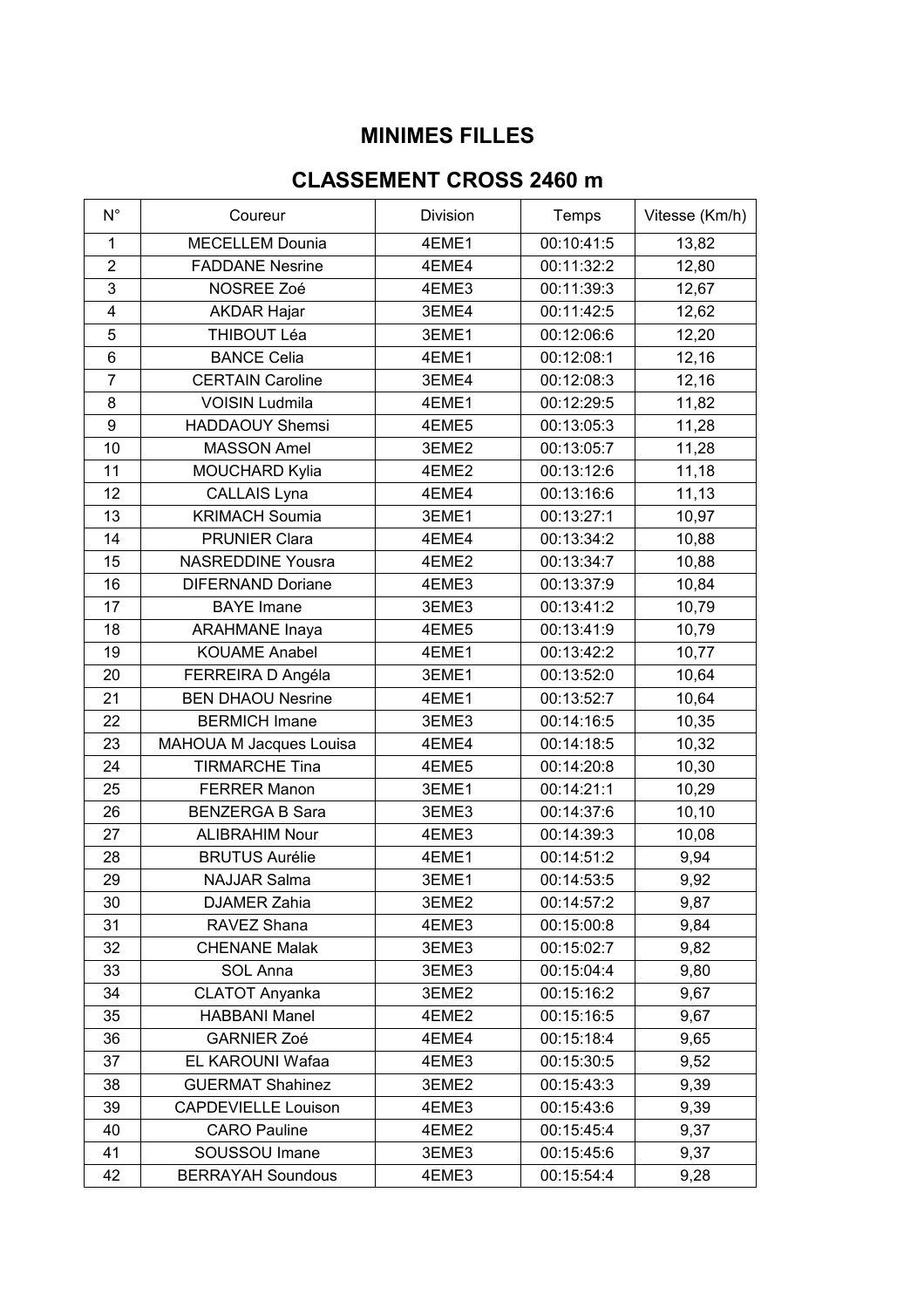## MINIMES FILLES

## CLASSEMENT CROSS 2460 m

| N° | Coureur | Division | Temps | Vitesse (Km/h) |
|---|---|---|---|---|
| 1 | MECELLEM Dounia | 4EME1 | 00:10:41:5 | 13,82 |
| 2 | FADDANE Nesrine | 4EME4 | 00:11:32:2 | 12,80 |
| 3 | NOSREE Zoé | 4EME3 | 00:11:39:3 | 12,67 |
| 4 | AKDAR Hajar | 3EME4 | 00:11:42:5 | 12,62 |
| 5 | THIBOUT Léa | 3EME1 | 00:12:06:6 | 12,20 |
| 6 | BANCE Celia | 4EME1 | 00:12:08:1 | 12,16 |
| 7 | CERTAIN Caroline | 3EME4 | 00:12:08:3 | 12,16 |
| 8 | VOISIN Ludmila | 4EME1 | 00:12:29:5 | 11,82 |
| 9 | HADDAOUY Shemsi | 4EME5 | 00:13:05:3 | 11,28 |
| 10 | MASSON Amel | 3EME2 | 00:13:05:7 | 11,28 |
| 11 | MOUCHARD Kylia | 4EME2 | 00:13:12:6 | 11,18 |
| 12 | CALLAIS Lyna | 4EME4 | 00:13:16:6 | 11,13 |
| 13 | KRIMACH Soumia | 3EME1 | 00:13:27:1 | 10,97 |
| 14 | PRUNIER Clara | 4EME4 | 00:13:34:2 | 10,88 |
| 15 | NASREDDINE Yousra | 4EME2 | 00:13:34:7 | 10,88 |
| 16 | DIFERNAND Doriane | 4EME3 | 00:13:37:9 | 10,84 |
| 17 | BAYE Imane | 3EME3 | 00:13:41:2 | 10,79 |
| 18 | ARAHMANE Inaya | 4EME5 | 00:13:41:9 | 10,79 |
| 19 | KOUAME Anabel | 4EME1 | 00:13:42:2 | 10,77 |
| 20 | FERREIRA D Angéla | 3EME1 | 00:13:52:0 | 10,64 |
| 21 | BEN DHAOU Nesrine | 4EME1 | 00:13:52:7 | 10,64 |
| 22 | BERMICH Imane | 3EME3 | 00:14:16:5 | 10,35 |
| 23 | MAHOUA M Jacques Louisa | 4EME4 | 00:14:18:5 | 10,32 |
| 24 | TIRMARCHE Tina | 4EME5 | 00:14:20:8 | 10,30 |
| 25 | FERRER Manon | 3EME1 | 00:14:21:1 | 10,29 |
| 26 | BENZERGA B Sara | 3EME3 | 00:14:37:6 | 10,10 |
| 27 | ALIBRAHIM Nour | 4EME3 | 00:14:39:3 | 10,08 |
| 28 | BRUTUS Aurélie | 4EME1 | 00:14:51:2 | 9,94 |
| 29 | NAJJAR Salma | 3EME1 | 00:14:53:5 | 9,92 |
| 30 | DJAMER Zahia | 3EME2 | 00:14:57:2 | 9,87 |
| 31 | RAVEZ Shana | 4EME3 | 00:15:00:8 | 9,84 |
| 32 | CHENANE Malak | 3EME3 | 00:15:02:7 | 9,82 |
| 33 | SOL Anna | 3EME3 | 00:15:04:4 | 9,80 |
| 34 | CLATOT Anyanka | 3EME2 | 00:15:16:2 | 9,67 |
| 35 | HABBANI Manel | 4EME2 | 00:15:16:5 | 9,67 |
| 36 | GARNIER Zoé | 4EME4 | 00:15:18:4 | 9,65 |
| 37 | EL KAROUNI Wafaa | 4EME3 | 00:15:30:5 | 9,52 |
| 38 | GUERMAT Shahinez | 3EME2 | 00:15:43:3 | 9,39 |
| 39 | CAPDEVIELLE Louison | 4EME3 | 00:15:43:6 | 9,39 |
| 40 | CARO Pauline | 4EME2 | 00:15:45:4 | 9,37 |
| 41 | SOUSSOU Imane | 3EME3 | 00:15:45:6 | 9,37 |
| 42 | BERRAYAH Soundous | 4EME3 | 00:15:54:4 | 9,28 |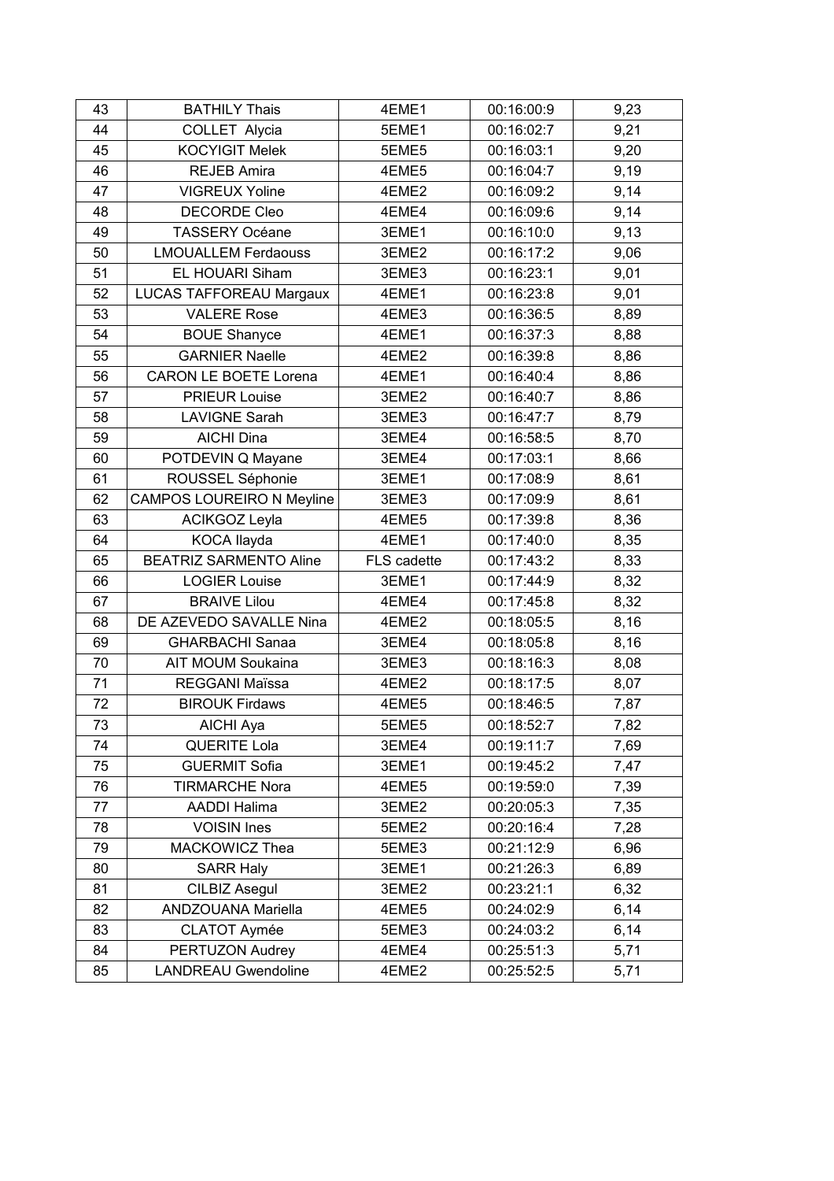| | | | | |
|---|---|---|---|---|
| 43 | BATHILY Thais | 4EME1 | 00:16:00:9 | 9,23 |
| 44 | COLLET Alycia | 5EME1 | 00:16:02:7 | 9,21 |
| 45 | KOCYIGIT Melek | 5EME5 | 00:16:03:1 | 9,20 |
| 46 | REJEB Amira | 4EME5 | 00:16:04:7 | 9,19 |
| 47 | VIGREUX Yoline | 4EME2 | 00:16:09:2 | 9,14 |
| 48 | DECORDE Cleo | 4EME4 | 00:16:09:6 | 9,14 |
| 49 | TASSERY Océane | 3EME1 | 00:16:10:0 | 9,13 |
| 50 | LMOUALLEM Ferdaouss | 3EME2 | 00:16:17:2 | 9,06 |
| 51 | EL HOUARI Siham | 3EME3 | 00:16:23:1 | 9,01 |
| 52 | LUCAS TAFFOREAU Margaux | 4EME1 | 00:16:23:8 | 9,01 |
| 53 | VALERE Rose | 4EME3 | 00:16:36:5 | 8,89 |
| 54 | BOUE Shanyce | 4EME1 | 00:16:37:3 | 8,88 |
| 55 | GARNIER Naelle | 4EME2 | 00:16:39:8 | 8,86 |
| 56 | CARON LE BOETE Lorena | 4EME1 | 00:16:40:4 | 8,86 |
| 57 | PRIEUR Louise | 3EME2 | 00:16:40:7 | 8,86 |
| 58 | LAVIGNE Sarah | 3EME3 | 00:16:47:7 | 8,79 |
| 59 | AICHI Dina | 3EME4 | 00:16:58:5 | 8,70 |
| 60 | POTDEVIN Q Mayane | 3EME4 | 00:17:03:1 | 8,66 |
| 61 | ROUSSEL Séphonie | 3EME1 | 00:17:08:9 | 8,61 |
| 62 | CAMPOS LOUREIRO N Meyline | 3EME3 | 00:17:09:9 | 8,61 |
| 63 | ACIKGOZ Leyla | 4EME5 | 00:17:39:8 | 8,36 |
| 64 | KOCA Ilayda | 4EME1 | 00:17:40:0 | 8,35 |
| 65 | BEATRIZ SARMENTO Aline | FLS cadette | 00:17:43:2 | 8,33 |
| 66 | LOGIER Louise | 3EME1 | 00:17:44:9 | 8,32 |
| 67 | BRAIVE Lilou | 4EME4 | 00:17:45:8 | 8,32 |
| 68 | DE AZEVEDO SAVALLE Nina | 4EME2 | 00:18:05:5 | 8,16 |
| 69 | GHARBACHI Sanaa | 3EME4 | 00:18:05:8 | 8,16 |
| 70 | AIT MOUM Soukaina | 3EME3 | 00:18:16:3 | 8,08 |
| 71 | REGGANI Maïssa | 4EME2 | 00:18:17:5 | 8,07 |
| 72 | BIROUK Firdaws | 4EME5 | 00:18:46:5 | 7,87 |
| 73 | AICHI Aya | 5EME5 | 00:18:52:7 | 7,82 |
| 74 | QUERITE Lola | 3EME4 | 00:19:11:7 | 7,69 |
| 75 | GUERMIT Sofia | 3EME1 | 00:19:45:2 | 7,47 |
| 76 | TIRMARCHE Nora | 4EME5 | 00:19:59:0 | 7,39 |
| 77 | AADDI Halima | 3EME2 | 00:20:05:3 | 7,35 |
| 78 | VOISIN Ines | 5EME2 | 00:20:16:4 | 7,28 |
| 79 | MACKOWICZ Thea | 5EME3 | 00:21:12:9 | 6,96 |
| 80 | SARR Haly | 3EME1 | 00:21:26:3 | 6,89 |
| 81 | CILBIZ Asegul | 3EME2 | 00:23:21:1 | 6,32 |
| 82 | ANDZOUANA Mariella | 4EME5 | 00:24:02:9 | 6,14 |
| 83 | CLATOT Aymée | 5EME3 | 00:24:03:2 | 6,14 |
| 84 | PERTUZON Audrey | 4EME4 | 00:25:51:3 | 5,71 |
| 85 | LANDREAU Gwendoline | 4EME2 | 00:25:52:5 | 5,71 |